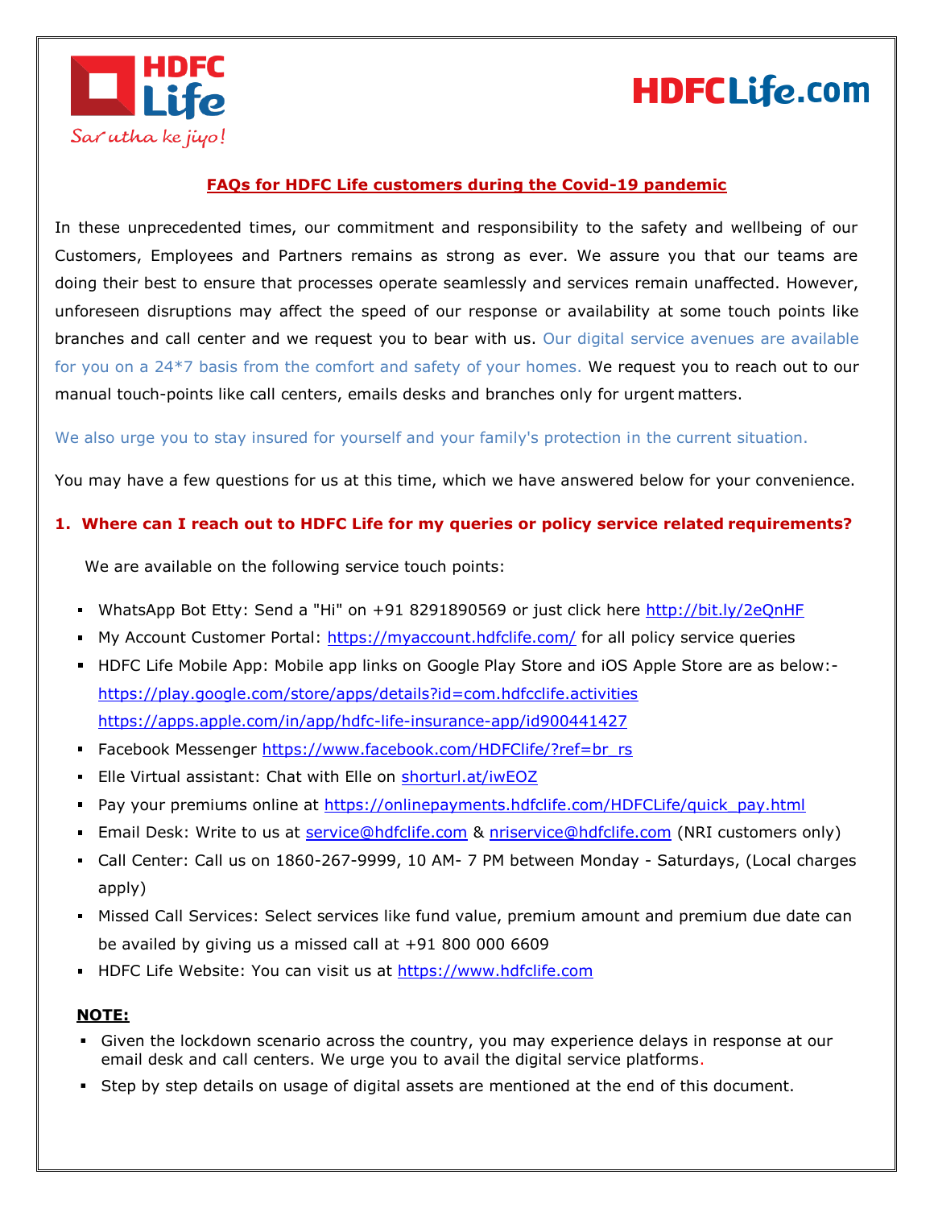# FAQs for HDFC Life customers during the Covid-19 pandemic

In these unprecedented times, our commitment and responsibility to the safety and wellbeing of our Customers, Employees and Partners remains as strong as ever. We assure you that our teams are doing their best to ensure that processes operate seamlessly and services remain unaffected. However, unforeseen disruptions may affect the speed of our response or availability at some touch points like branches and call center and we request you to bear with us. Our digital service avenues are available for you on a 24*7 basis from the comfort and safety of your homes. We request you to reach out to our manual touch-points like call centers, emails desks and branches only for urgent matters.

We also urge you to stay insured for yourself and your family's protection in the current situation.

You may have a few questions for us at this time, which we have answered below for your convenience.

## 1. Where can I reach out to HDFC Life for my queries or policy service related requirements?

We are available on the following service touch points:

- WhatsApp Bot Etty: Send a "Hi" on +91 8291890569 or just click here http://bit.ly/2eQnHF
- My Account Customer Portal: https://myaccount.hdfclife.com/ for all policy service queries
- HDFC Life Mobile App: Mobile app links on Google Play Store and iOS Apple Store are as below:-
  https://play.google.com/store/apps/details?id=com.hdfclife.activities
  https://apps.apple.com/in/app/hdfc-life-insurance-app/id900441427
- Facebook Messenger https://www.facebook.com/HDFClife/?ref=br_rs
- Elle Virtual assistant: Chat with Elle on shorturl.at/iwEOZ
- Pay your premiums online at https://onlinepayments.hdfclife.com/HDFCLife/quick_pay.html
- Email Desk: Write to us at service@hdfclife.com & nriservice@hdfclife.com (NRI customers only)
- Call Center: Call us on 1860-267-9999, 10 AM- 7 PM between Monday - Saturdays, (Local charges apply)
- Missed Call Services: Select services like fund value, premium amount and premium due date can be availed by giving us a missed call at +91 800 000 6609
- HDFC Life Website: You can visit us at https://www.hdfclife.com

**NOTE:**

- Given the lockdown scenario across the country, you may experience delays in response at our email desk and call centers. We urge you to avail the digital service platforms.
- Step by step details on usage of digital assets are mentioned at the end of this document.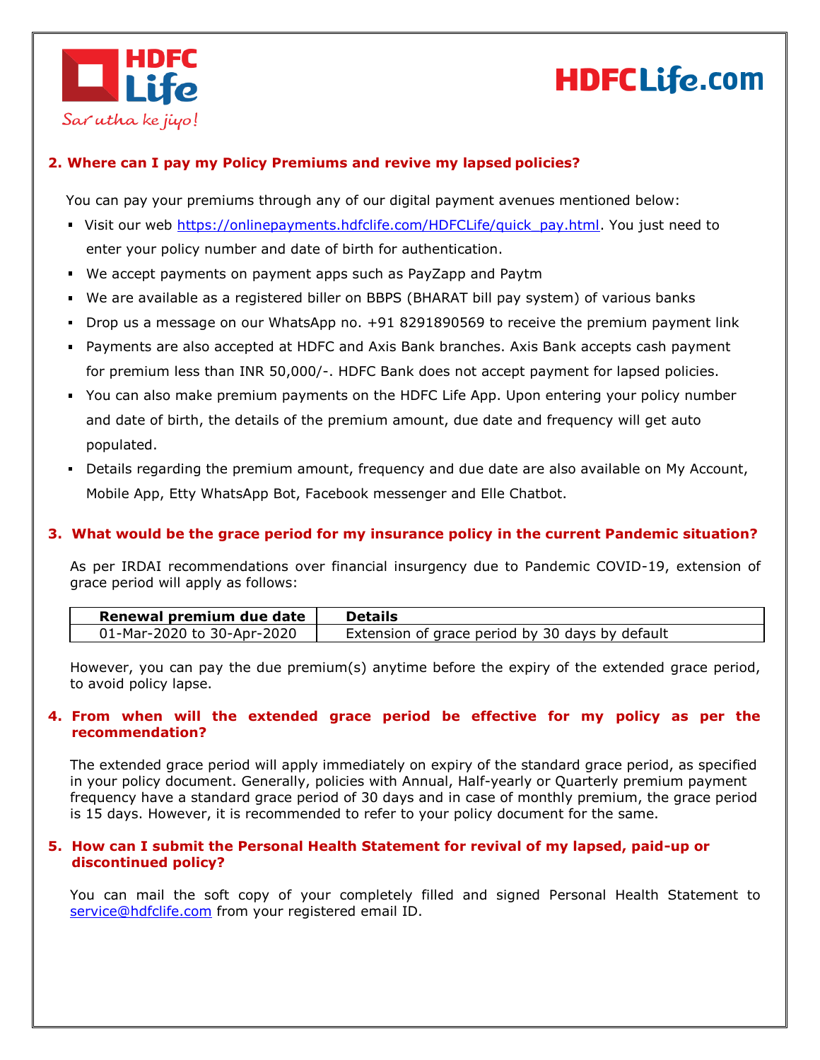## 2. Where can I pay my Policy Premiums and revive my lapsed policies?

You can pay your premiums through any of our digital payment avenues mentioned below:

- Visit our web https://onlinepayments.hdfclife.com/HDFCLife/quick_pay.html. You just need to enter your policy number and date of birth for authentication.
- We accept payments on payment apps such as PayZapp and Paytm
- We are available as a registered biller on BBPS (BHARAT bill pay system) of various banks
- Drop us a message on our WhatsApp no. +91 8291890569 to receive the premium payment link
- Payments are also accepted at HDFC and Axis Bank branches. Axis Bank accepts cash payment for premium less than INR 50,000/-. HDFC Bank does not accept payment for lapsed policies.
- You can also make premium payments on the HDFC Life App. Upon entering your policy number and date of birth, the details of the premium amount, due date and frequency will get auto populated.
- Details regarding the premium amount, frequency and due date are also available on My Account, Mobile App, Etty WhatsApp Bot, Facebook messenger and Elle Chatbot.

## 3. What would be the grace period for my insurance policy in the current Pandemic situation?

As per IRDAI recommendations over financial insurgency due to Pandemic COVID-19, extension of grace period will apply as follows:

| Renewal premium due date | Details |
|---|---|
| 01-Mar-2020 to 30-Apr-2020 | Extension of grace period by 30 days by default |

However, you can pay the due premium(s) anytime before the expiry of the extended grace period, to avoid policy lapse.

## 4. From when will the extended grace period be effective for my policy as per the recommendation?

The extended grace period will apply immediately on expiry of the standard grace period, as specified in your policy document. Generally, policies with Annual, Half-yearly or Quarterly premium payment frequency have a standard grace period of 30 days and in case of monthly premium, the grace period is 15 days. However, it is recommended to refer to your policy document for the same.

## 5. How can I submit the Personal Health Statement for revival of my lapsed, paid-up or discontinued policy?

You can mail the soft copy of your completely filled and signed Personal Health Statement to service@hdfclife.com from your registered email ID.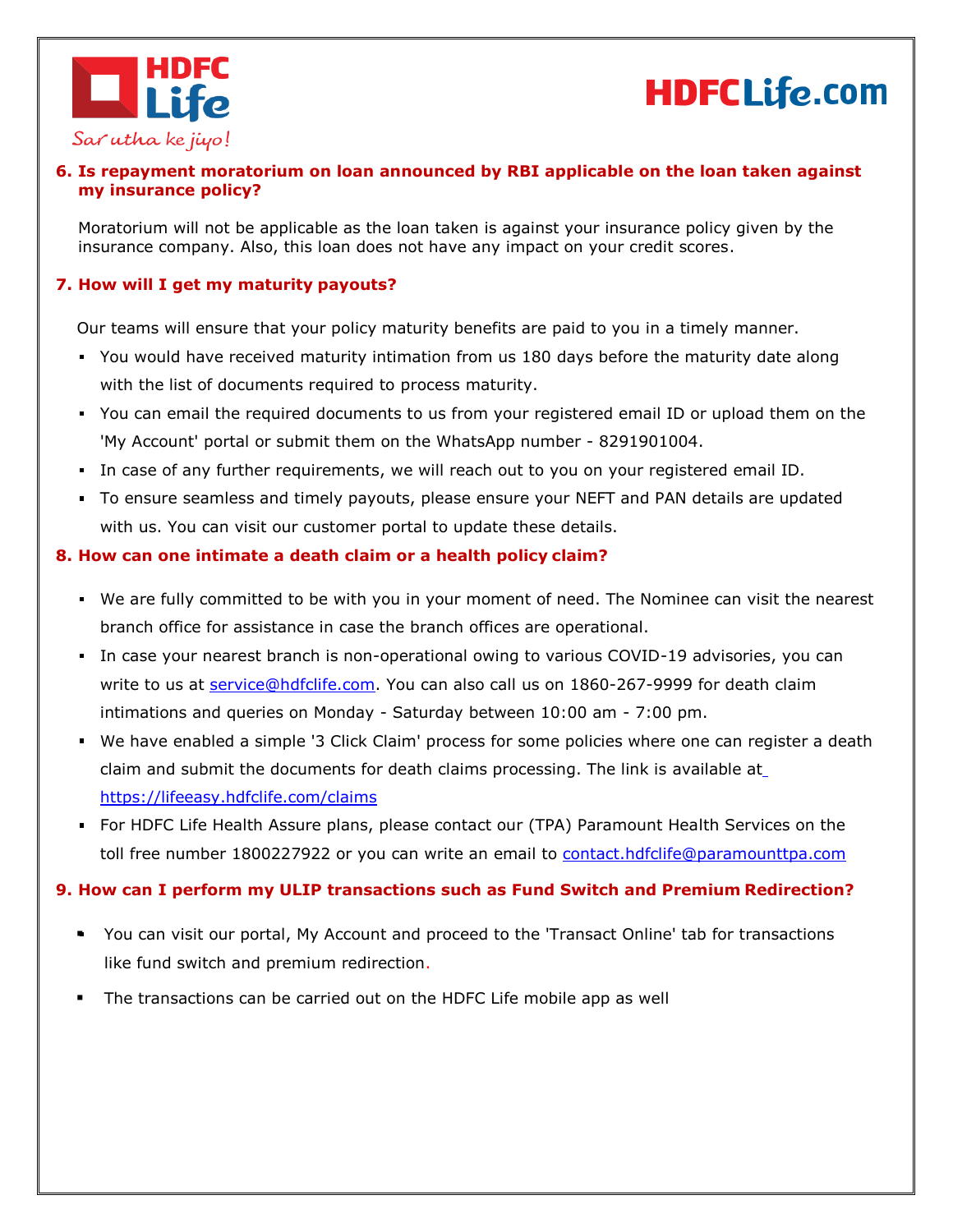## 6. Is repayment moratorium on loan announced by RBI applicable on the loan taken against my insurance policy?

Moratorium will not be applicable as the loan taken is against your insurance policy given by the insurance company. Also, this loan does not have any impact on your credit scores.

## 7. How will I get my maturity payouts?

Our teams will ensure that your policy maturity benefits are paid to you in a timely manner.

- You would have received maturity intimation from us 180 days before the maturity date along with the list of documents required to process maturity.
- You can email the required documents to us from your registered email ID or upload them on the 'My Account' portal or submit them on the WhatsApp number - 8291901004.
- In case of any further requirements, we will reach out to you on your registered email ID.
- To ensure seamless and timely payouts, please ensure your NEFT and PAN details are updated with us. You can visit our customer portal to update these details.

## 8. How can one intimate a death claim or a health policy claim?

- We are fully committed to be with you in your moment of need. The Nominee can visit the nearest branch office for assistance in case the branch offices are operational.
- In case your nearest branch is non-operational owing to various COVID-19 advisories, you can write to us at service@hdfclife.com. You can also call us on 1860-267-9999 for death claim intimations and queries on Monday - Saturday between 10:00 am - 7:00 pm.
- We have enabled a simple '3 Click Claim' process for some policies where one can register a death claim and submit the documents for death claims processing. The link is available at https://lifeeasy.hdfclife.com/claims
- For HDFC Life Health Assure plans, please contact our (TPA) Paramount Health Services on the toll free number 1800227922 or you can write an email to contact.hdfclife@paramounttpa.com

## 9. How can I perform my ULIP transactions such as Fund Switch and Premium Redirection?

- You can visit our portal, My Account and proceed to the 'Transact Online' tab for transactions like fund switch and premium redirection.
- The transactions can be carried out on the HDFC Life mobile app as well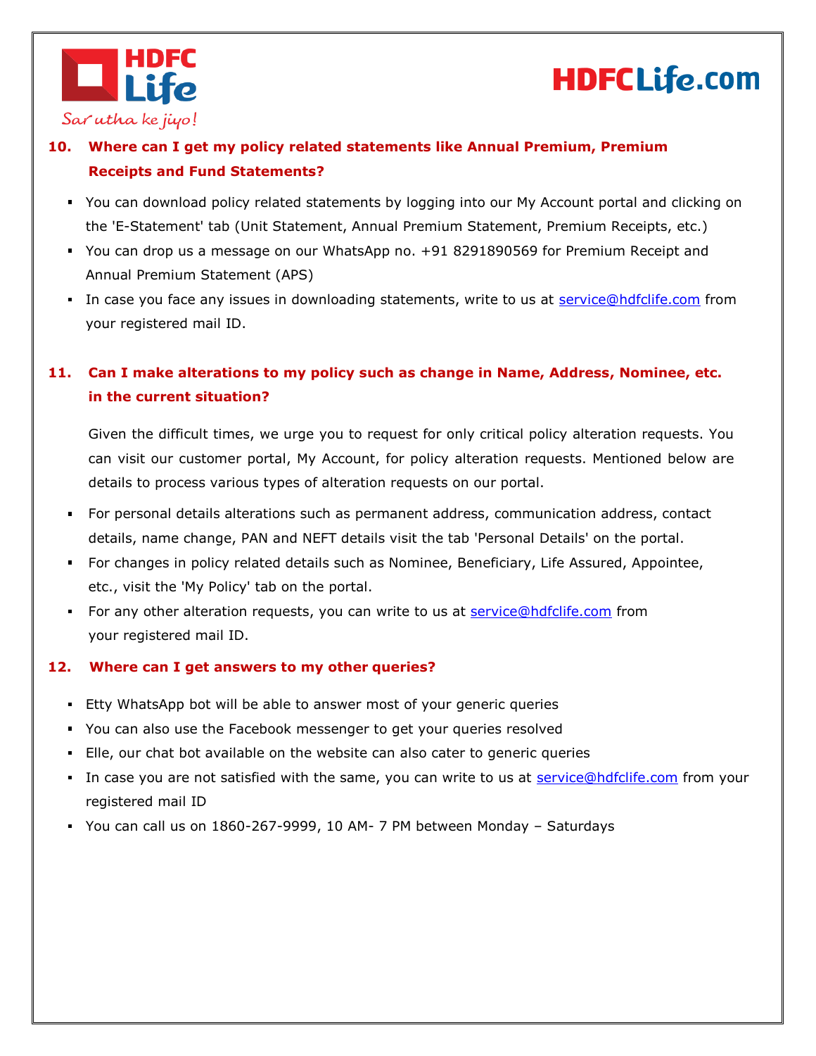## 10. Where can I get my policy related statements like Annual Premium, Premium Receipts and Fund Statements?

- You can download policy related statements by logging into our My Account portal and clicking on the 'E-Statement' tab (Unit Statement, Annual Premium Statement, Premium Receipts, etc.)
- You can drop us a message on our WhatsApp no. +91 8291890569 for Premium Receipt and Annual Premium Statement (APS)
- In case you face any issues in downloading statements, write to us at service@hdfclife.com from your registered mail ID.

## 11. Can I make alterations to my policy such as change in Name, Address, Nominee, etc. in the current situation?

Given the difficult times, we urge you to request for only critical policy alteration requests. You can visit our customer portal, My Account, for policy alteration requests. Mentioned below are details to process various types of alteration requests on our portal.

- For personal details alterations such as permanent address, communication address, contact details, name change, PAN and NEFT details visit the tab 'Personal Details' on the portal.
- For changes in policy related details such as Nominee, Beneficiary, Life Assured, Appointee, etc., visit the 'My Policy' tab on the portal.
- For any other alteration requests, you can write to us at service@hdfclife.com from your registered mail ID.

## 12. Where can I get answers to my other queries?

- Etty WhatsApp bot will be able to answer most of your generic queries
- You can also use the Facebook messenger to get your queries resolved
- Elle, our chat bot available on the website can also cater to generic queries
- In case you are not satisfied with the same, you can write to us at service@hdfclife.com from your registered mail ID
- You can call us on 1860-267-9999, 10 AM- 7 PM between Monday – Saturdays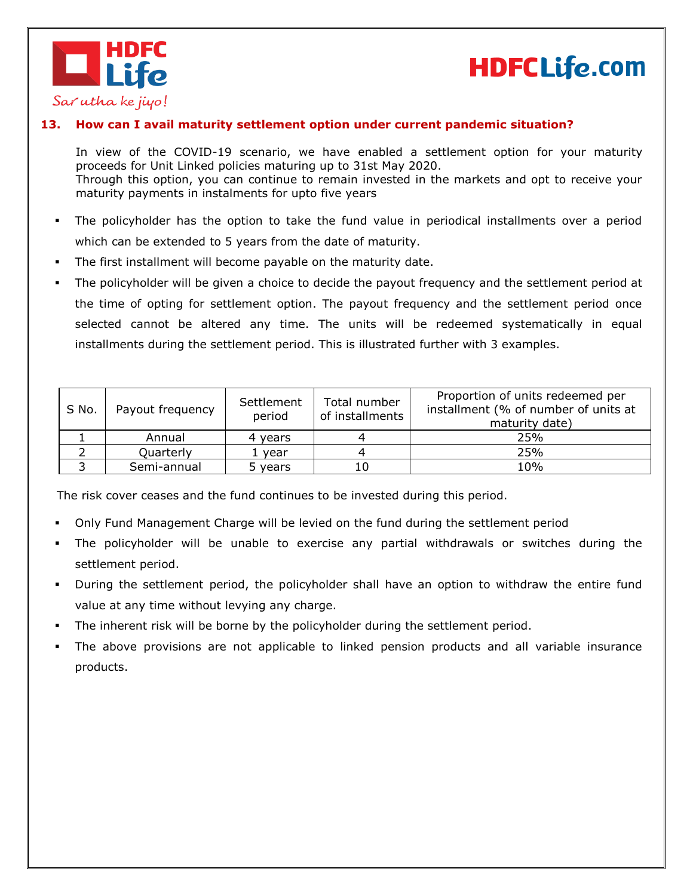## 13. How can I avail maturity settlement option under current pandemic situation?

In view of the COVID-19 scenario, we have enabled a settlement option for your maturity proceeds for Unit Linked policies maturing up to 31st May 2020.
Through this option, you can continue to remain invested in the markets and opt to receive your maturity payments in instalments for upto five years

- The policyholder has the option to take the fund value in periodical installments over a period which can be extended to 5 years from the date of maturity.
- The first installment will become payable on the maturity date.
- The policyholder will be given a choice to decide the payout frequency and the settlement period at the time of opting for settlement option. The payout frequency and the settlement period once selected cannot be altered any time. The units will be redeemed systematically in equal installments during the settlement period. This is illustrated further with 3 examples.

| S No. | Payout frequency | Settlement period | Total number of installments | Proportion of units redeemed per installment (% of number of units at maturity date) |
|---|---|---|---|---|
| 1 | Annual | 4 years | 4 | 25% |
| 2 | Quarterly | 1 year | 4 | 25% |
| 3 | Semi-annual | 5 years | 10 | 10% |

The risk cover ceases and the fund continues to be invested during this period.

- Only Fund Management Charge will be levied on the fund during the settlement period
- The policyholder will be unable to exercise any partial withdrawals or switches during the settlement period.
- During the settlement period, the policyholder shall have an option to withdraw the entire fund value at any time without levying any charge.
- The inherent risk will be borne by the policyholder during the settlement period.
- The above provisions are not applicable to linked pension products and all variable insurance products.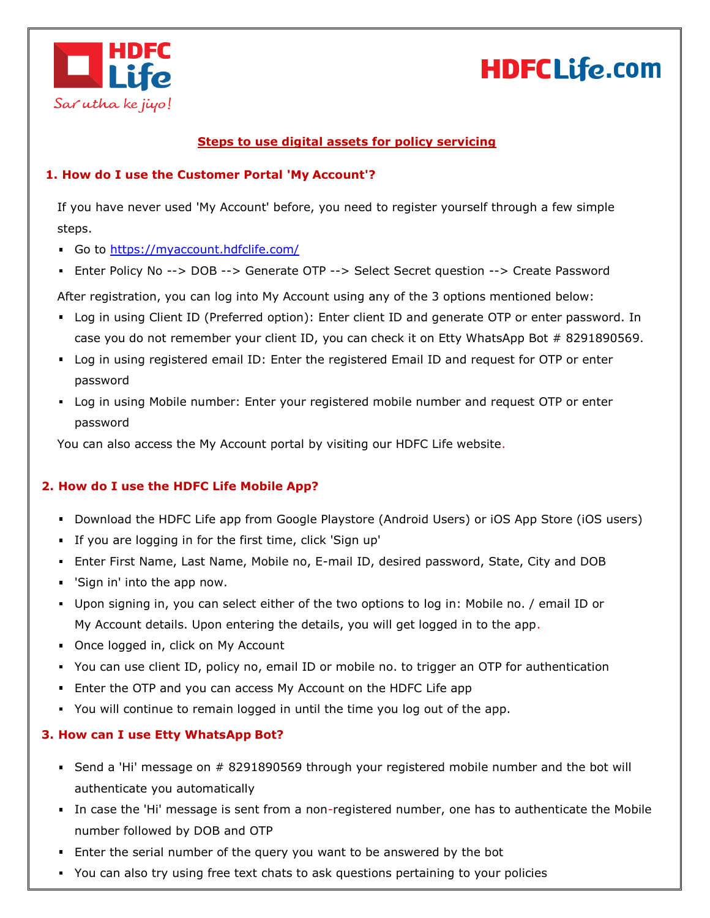## Steps to use digital assets for policy servicing

### 1. How do I use the Customer Portal 'My Account'?

If you have never used 'My Account' before, you need to register yourself through a few simple steps.

- Go to https://myaccount.hdfclife.com/
- Enter Policy No --> DOB --> Generate OTP --> Select Secret question --> Create Password

After registration, you can log into My Account using any of the 3 options mentioned below:

- Log in using Client ID (Preferred option): Enter client ID and generate OTP or enter password. In case you do not remember your client ID, you can check it on Etty WhatsApp Bot # 8291890569.
- Log in using registered email ID: Enter the registered Email ID and request for OTP or enter password
- Log in using Mobile number: Enter your registered mobile number and request OTP or enter password

You can also access the My Account portal by visiting our HDFC Life website.

### 2. How do I use the HDFC Life Mobile App?

- Download the HDFC Life app from Google Playstore (Android Users) or iOS App Store (iOS users)
- If you are logging in for the first time, click 'Sign up'
- Enter First Name, Last Name, Mobile no, E-mail ID, desired password, State, City and DOB
- 'Sign in' into the app now.
- Upon signing in, you can select either of the two options to log in: Mobile no. / email ID or My Account details. Upon entering the details, you will get logged in to the app.
- Once logged in, click on My Account
- You can use client ID, policy no, email ID or mobile no. to trigger an OTP for authentication
- Enter the OTP and you can access My Account on the HDFC Life app
- You will continue to remain logged in until the time you log out of the app.

### 3. How can I use Etty WhatsApp Bot?

- Send a 'Hi' message on # 8291890569 through your registered mobile number and the bot will authenticate you automatically
- In case the 'Hi' message is sent from a non-registered number, one has to authenticate the Mobile number followed by DOB and OTP
- Enter the serial number of the query you want to be answered by the bot
- You can also try using free text chats to ask questions pertaining to your policies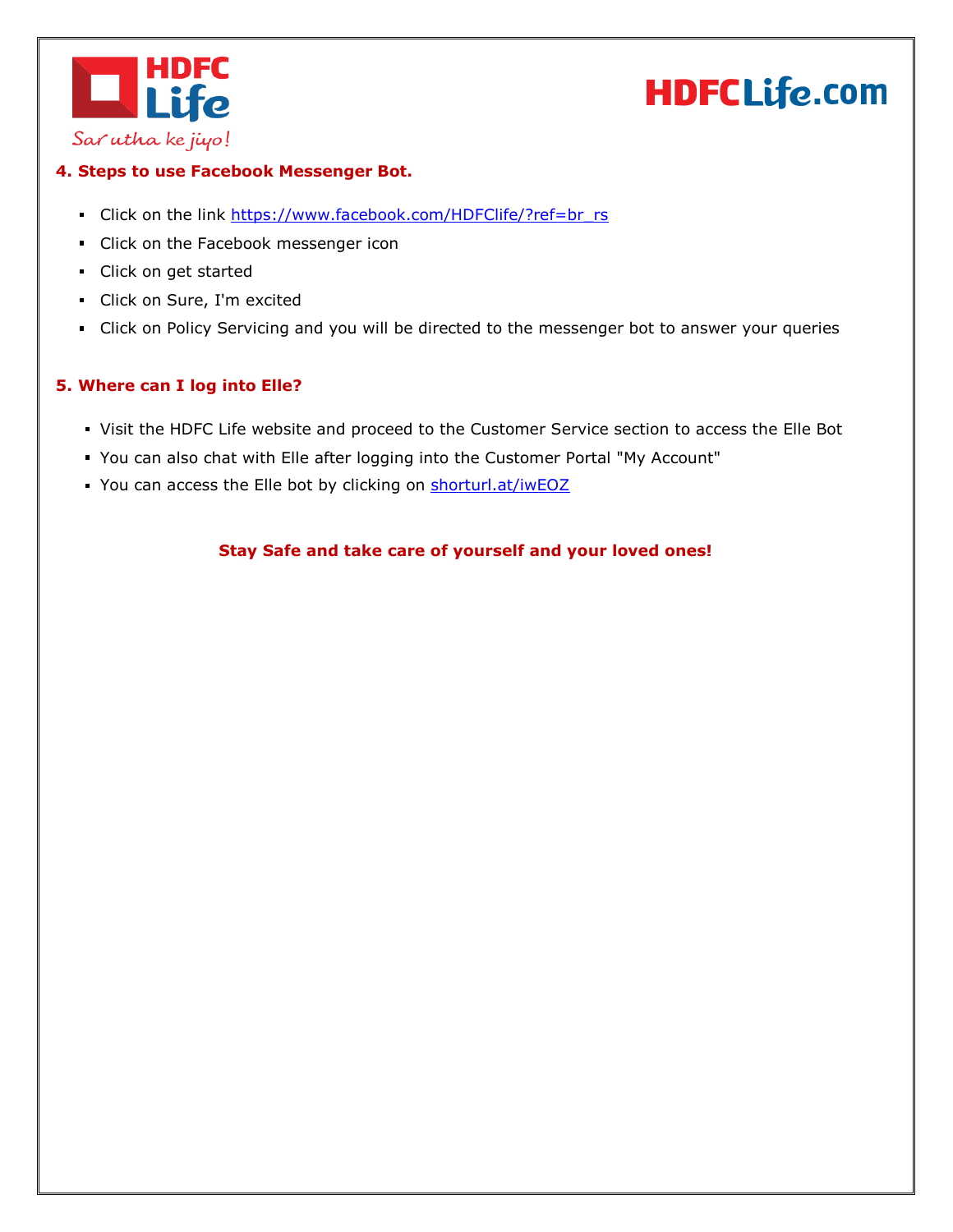### 4. Steps to use Facebook Messenger Bot.

- Click on the link https://www.facebook.com/HDFClife/?ref=br_rs
- Click on the Facebook messenger icon
- Click on get started
- Click on Sure, I'm excited
- Click on Policy Servicing and you will be directed to the messenger bot to answer your queries

### 5. Where can I log into Elle?

- Visit the HDFC Life website and proceed to the Customer Service section to access the Elle Bot
- You can also chat with Elle after logging into the Customer Portal "My Account"
- You can access the Elle bot by clicking on shorturl.at/iwEOZ

**Stay Safe and take care of yourself and your loved ones!**